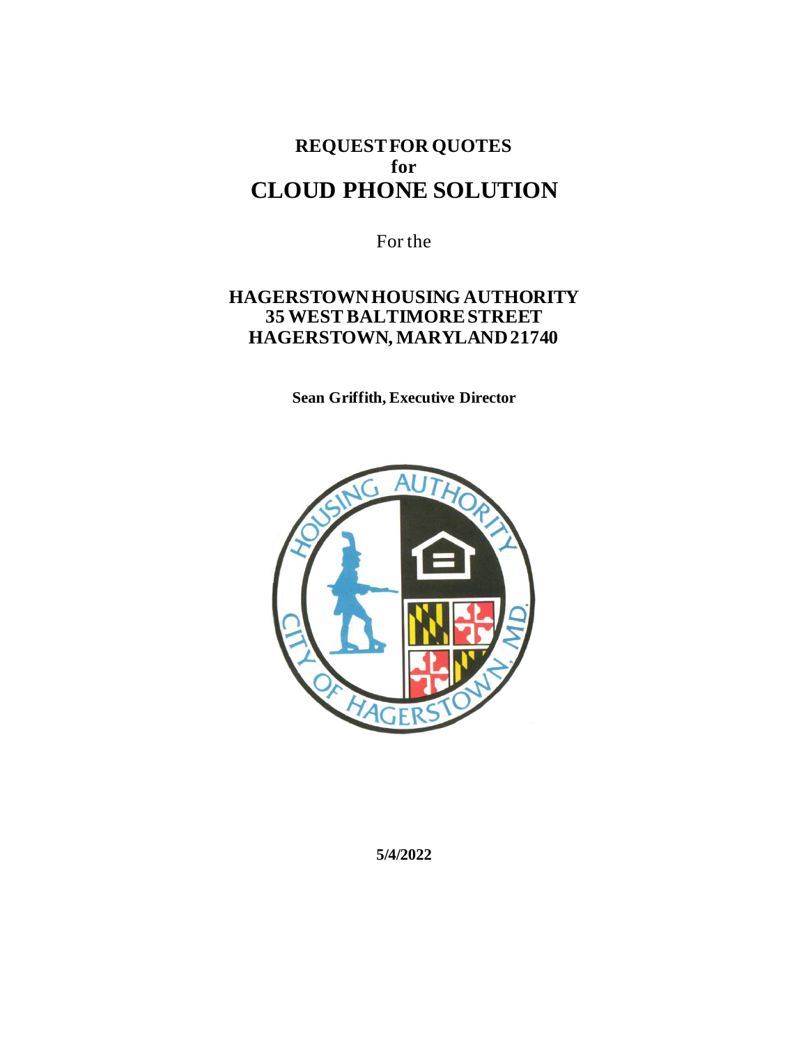# REQUEST FOR QUOTES
# for
# CLOUD PHONE SOLUTION

For the

**HAGERSTOWN HOUSING AUTHORITY**
**35 WEST BALTIMORE STREET**
**HAGERSTOWN, MARYLAND 21740**

**Sean Griffith, Executive Director**

**5/4/2022**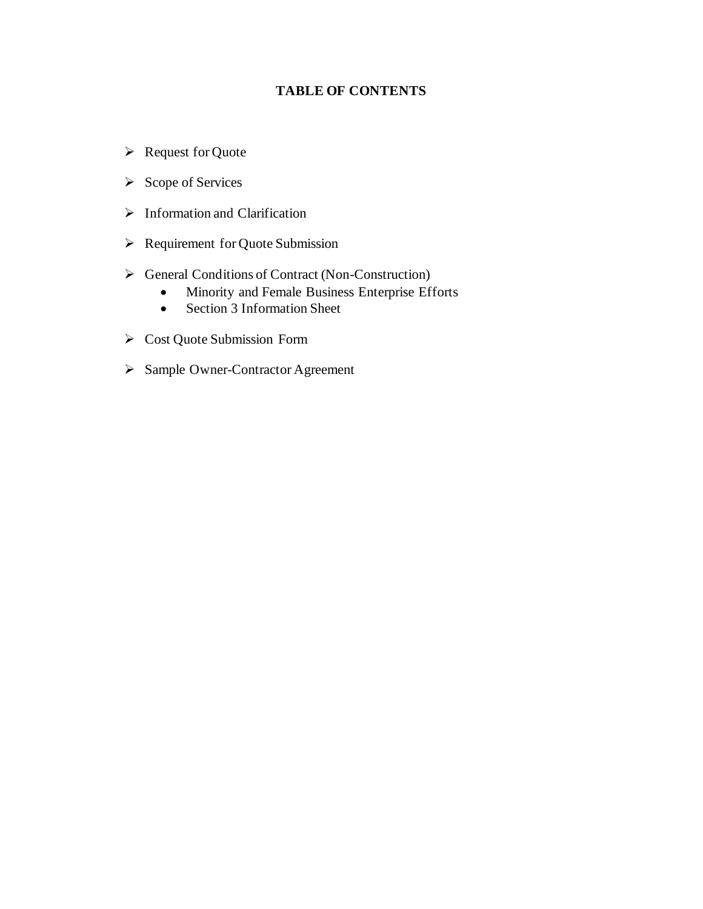# TABLE OF CONTENTS

- Request for Quote
- Scope of Services
- Information and Clarification
- Requirement for Quote Submission
- General Conditions of Contract (Non-Construction)
  - Minority and Female Business Enterprise Efforts
  - Section 3 Information Sheet
- Cost Quote Submission Form
- Sample Owner-Contractor Agreement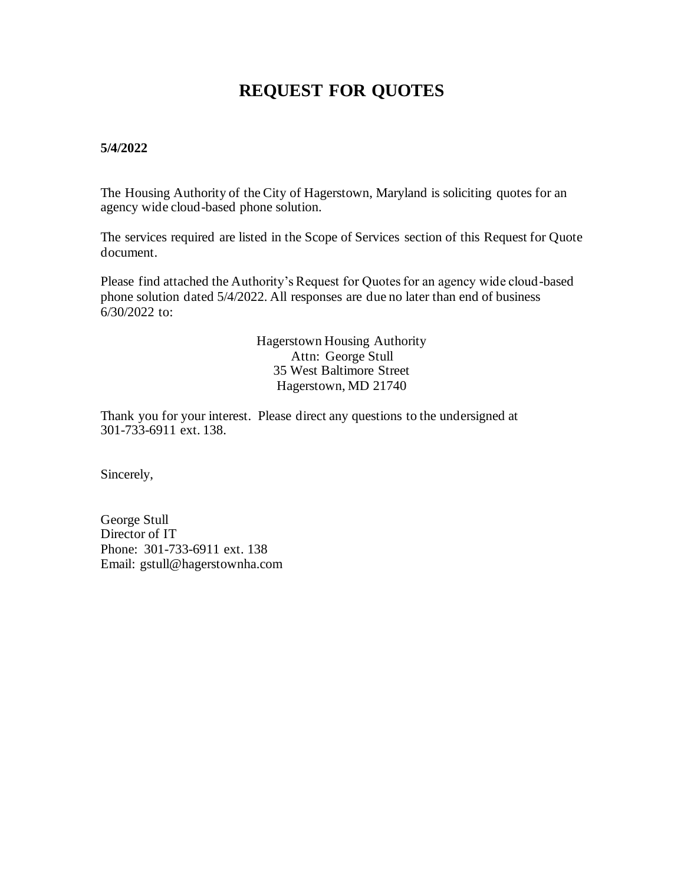# REQUEST FOR QUOTES

**5/4/2022**

The Housing Authority of the City of Hagerstown, Maryland is soliciting quotes for an agency wide cloud-based phone solution.

The services required are listed in the Scope of Services section of this Request for Quote document.

Please find attached the Authority's Request for Quotes for an agency wide cloud-based phone solution dated 5/4/2022. All responses are due no later than end of business 6/30/2022 to:

Hagerstown Housing Authority
Attn: George Stull
35 West Baltimore Street
Hagerstown, MD 21740

Thank you for your interest. Please direct any questions to the undersigned at 301-733-6911 ext. 138.

Sincerely,

George Stull
Director of IT
Phone: 301-733-6911 ext. 138
Email: gstull@hagerstownha.com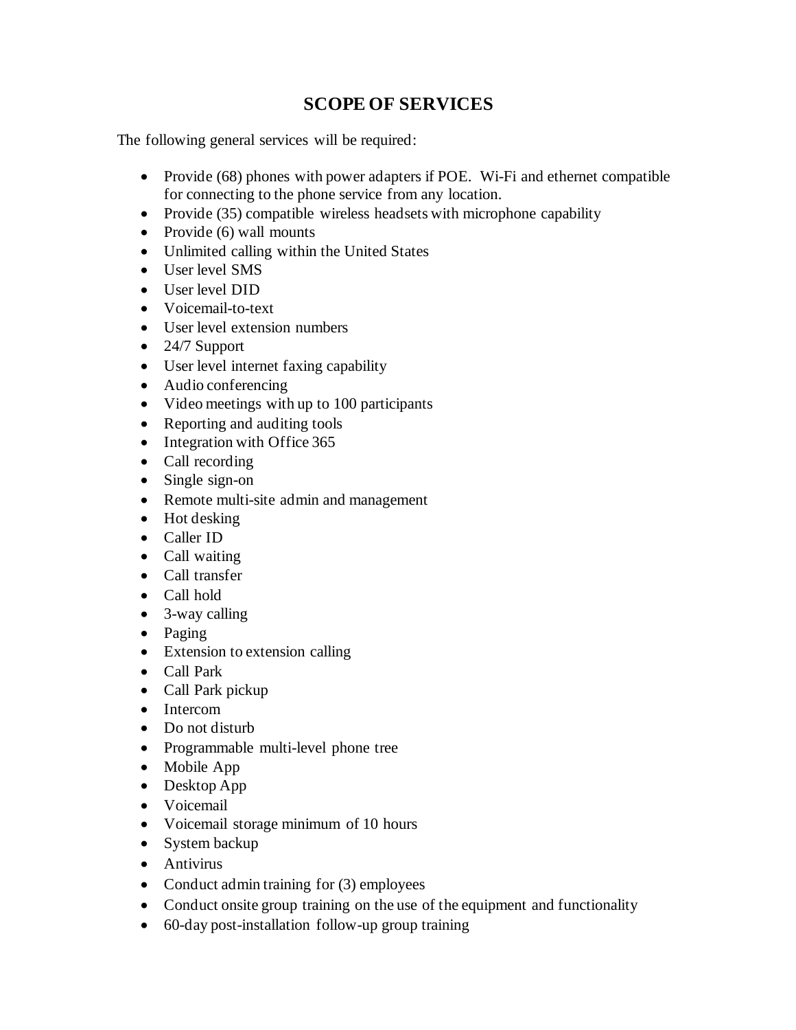# SCOPE OF SERVICES

The following general services will be required:

- Provide (68) phones with power adapters if POE. Wi-Fi and ethernet compatible for connecting to the phone service from any location.
- Provide (35) compatible wireless headsets with microphone capability
- Provide (6) wall mounts
- Unlimited calling within the United States
- User level SMS
- User level DID
- Voicemail-to-text
- User level extension numbers
- 24/7 Support
- User level internet faxing capability
- Audio conferencing
- Video meetings with up to 100 participants
- Reporting and auditing tools
- Integration with Office 365
- Call recording
- Single sign-on
- Remote multi-site admin and management
- Hot desking
- Caller ID
- Call waiting
- Call transfer
- Call hold
- 3-way calling
- Paging
- Extension to extension calling
- Call Park
- Call Park pickup
- Intercom
- Do not disturb
- Programmable multi-level phone tree
- Mobile App
- Desktop App
- Voicemail
- Voicemail storage minimum of 10 hours
- System backup
- Antivirus
- Conduct admin training for (3) employees
- Conduct onsite group training on the use of the equipment and functionality
- 60-day post-installation follow-up group training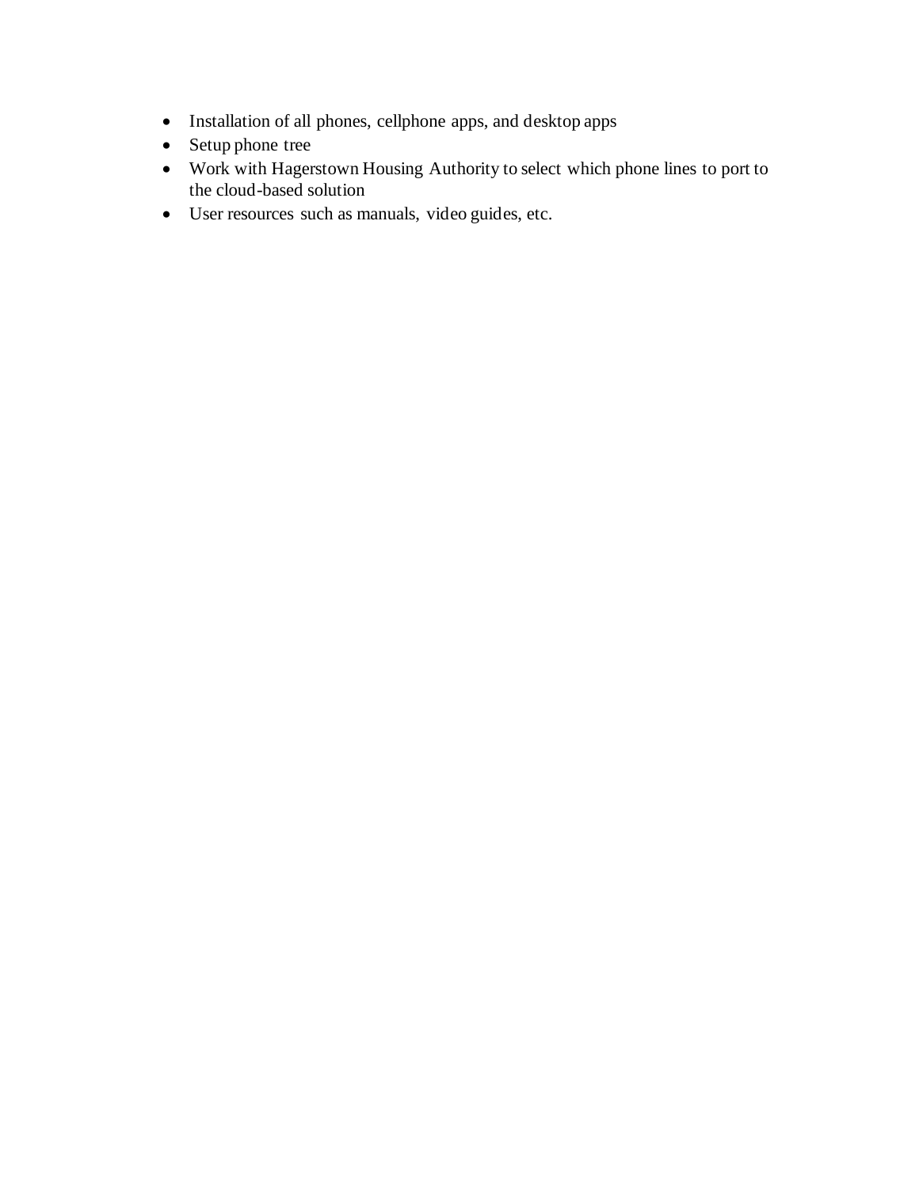- Installation of all phones, cellphone apps, and desktop apps
- Setup phone tree
- Work with Hagerstown Housing Authority to select which phone lines to port to the cloud-based solution
- User resources such as manuals, video guides, etc.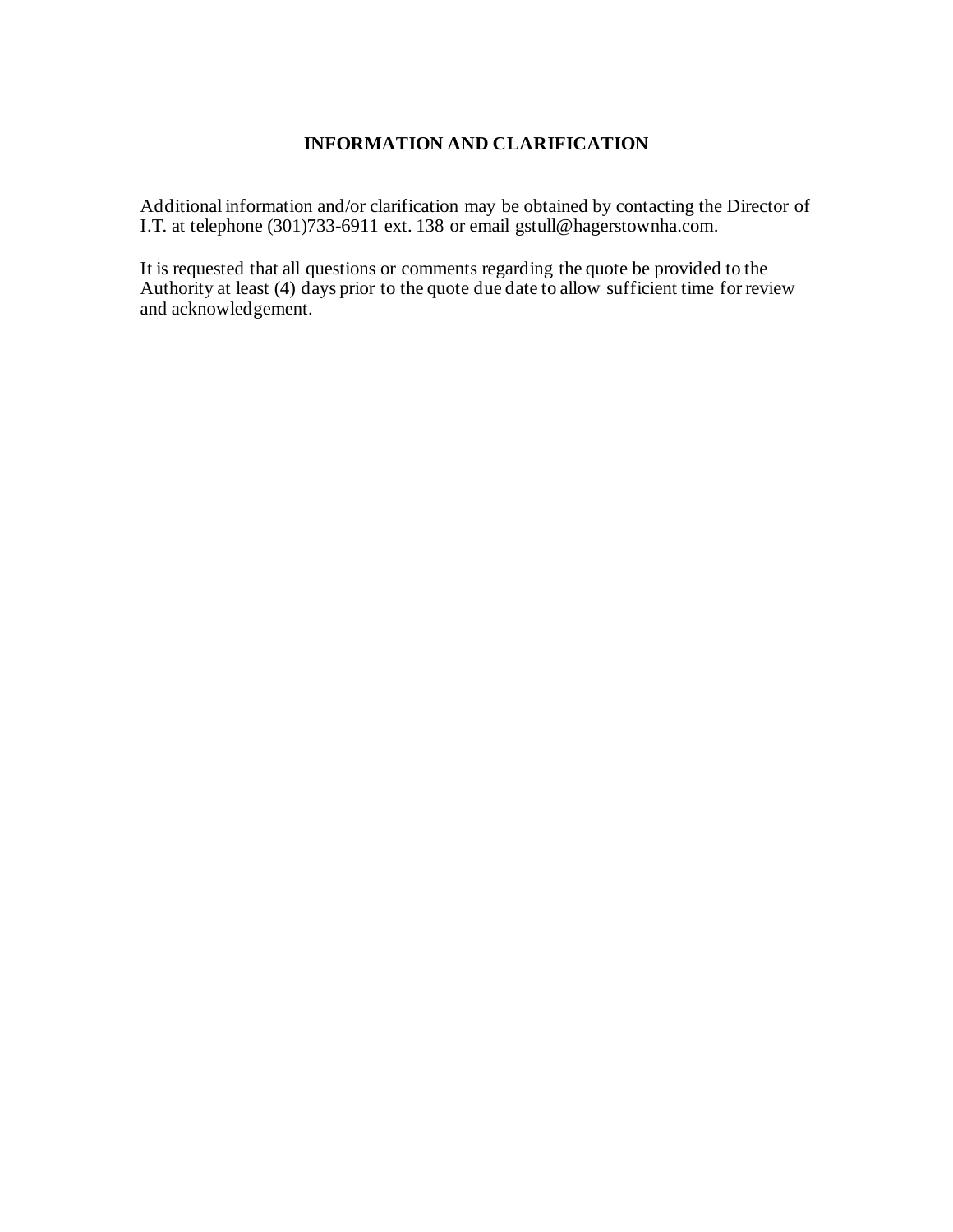## INFORMATION AND CLARIFICATION

Additional information and/or clarification may be obtained by contacting the Director of I.T. at telephone (301)733-6911 ext. 138 or email gstull@hagerstownha.com.

It is requested that all questions or comments regarding the quote be provided to the Authority at least (4) days prior to the quote due date to allow sufficient time for review and acknowledgement.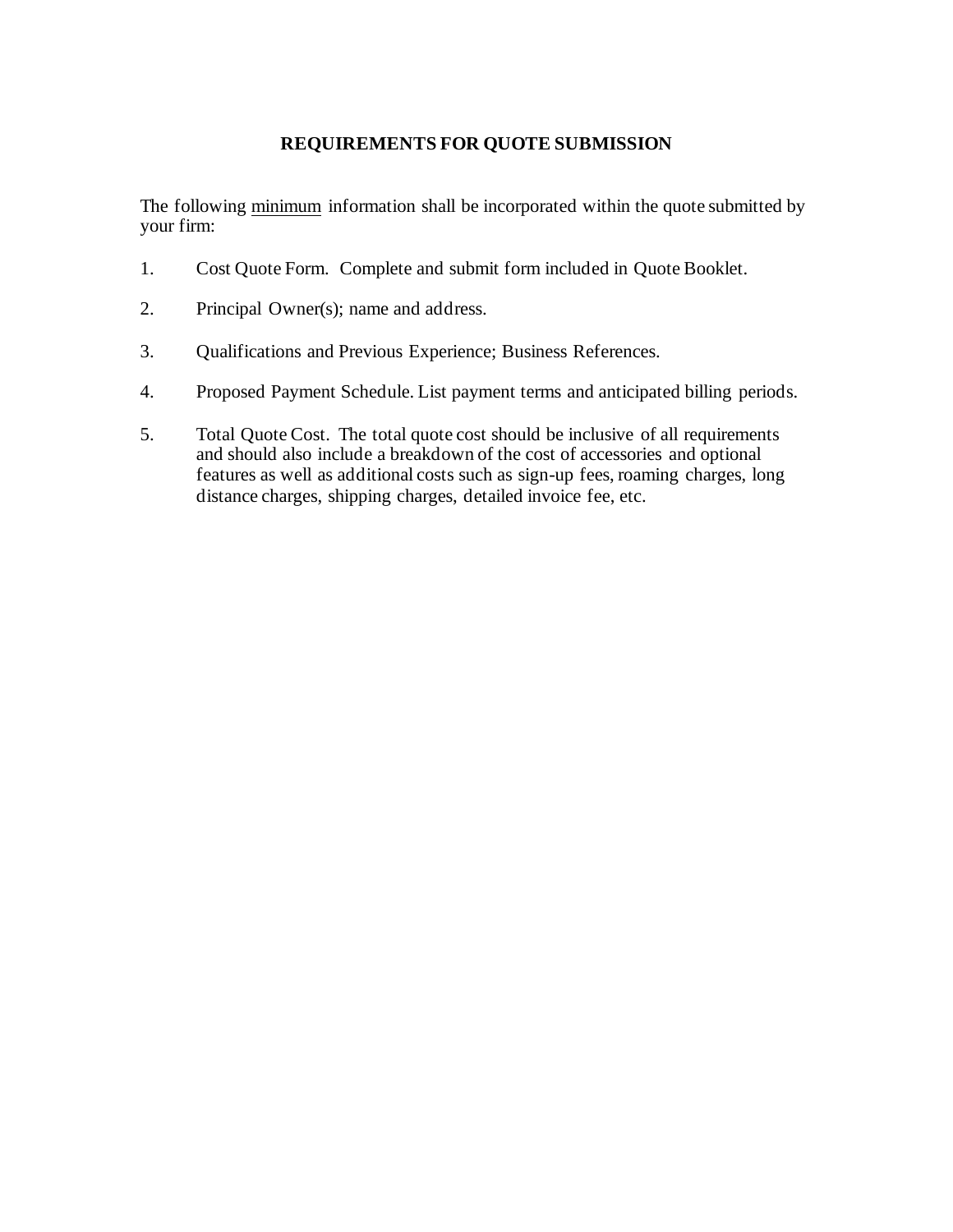## REQUIREMENTS FOR QUOTE SUBMISSION

The following minimum information shall be incorporated within the quote submitted by your firm:

1. Cost Quote Form. Complete and submit form included in Quote Booklet.

2. Principal Owner(s); name and address.

3. Qualifications and Previous Experience; Business References.

4. Proposed Payment Schedule. List payment terms and anticipated billing periods.

5. Total Quote Cost. The total quote cost should be inclusive of all requirements and should also include a breakdown of the cost of accessories and optional features as well as additional costs such as sign-up fees, roaming charges, long distance charges, shipping charges, detailed invoice fee, etc.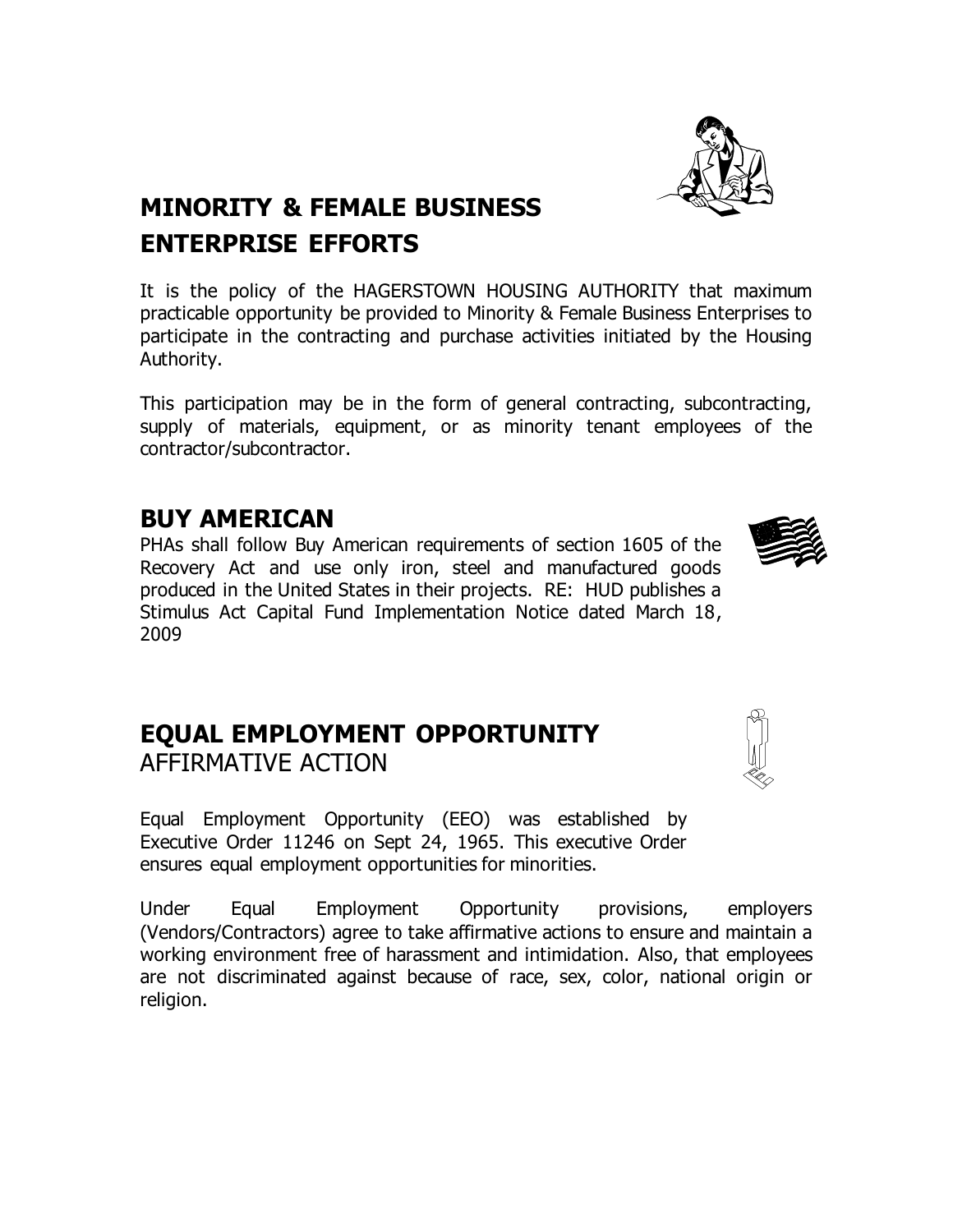## MINORITY & FEMALE BUSINESS ENTERPRISE EFFORTS

It is the policy of the HAGERSTOWN HOUSING AUTHORITY that maximum practicable opportunity be provided to Minority & Female Business Enterprises to participate in the contracting and purchase activities initiated by the Housing Authority.

This participation may be in the form of general contracting, subcontracting, supply of materials, equipment, or as minority tenant employees of the contractor/subcontractor.

## BUY AMERICAN

PHAs shall follow Buy American requirements of section 1605 of the Recovery Act and use only iron, steel and manufactured goods produced in the United States in their projects. RE: HUD publishes a Stimulus Act Capital Fund Implementation Notice dated March 18, 2009

## EQUAL EMPLOYMENT OPPORTUNITY
AFFIRMATIVE ACTION

Equal Employment Opportunity (EEO) was established by Executive Order 11246 on Sept 24, 1965. This executive Order ensures equal employment opportunities for minorities.

Under Equal Employment Opportunity provisions, employers (Vendors/Contractors) agree to take affirmative actions to ensure and maintain a working environment free of harassment and intimidation. Also, that employees are not discriminated against because of race, sex, color, national origin or religion.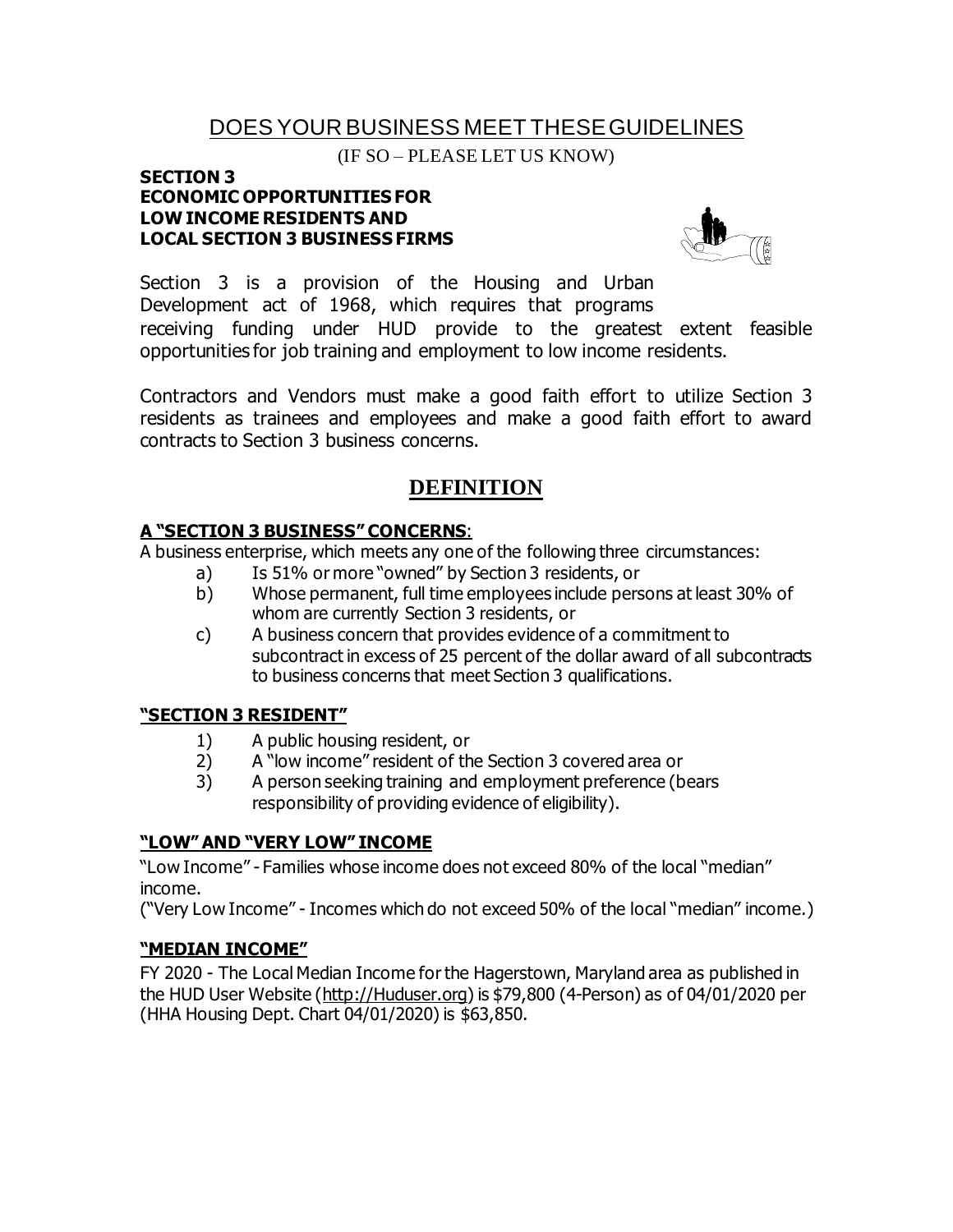# DOES YOUR BUSINESS MEET THESE GUIDELINES

(IF SO – PLEASE LET US KNOW)

**SECTION 3**
**ECONOMIC OPPORTUNITIES FOR**
**LOW INCOME RESIDENTS AND**
**LOCAL SECTION 3 BUSINESS FIRMS**

Section 3 is a provision of the Housing and Urban Development act of 1968, which requires that programs receiving funding under HUD provide to the greatest extent feasible opportunities for job training and employment to low income residents.

Contractors and Vendors must make a good faith effort to utilize Section 3 residents as trainees and employees and make a good faith effort to award contracts to Section 3 business concerns.

## DEFINITION

### A "SECTION 3 BUSINESS" CONCERNS:

A business enterprise, which meets any one of the following three circumstances:

a) Is 51% or more "owned" by Section 3 residents, or
b) Whose permanent, full time employees include persons at least 30% of whom are currently Section 3 residents, or
c) A business concern that provides evidence of a commitment to subcontract in excess of 25 percent of the dollar award of all subcontracts to business concerns that meet Section 3 qualifications.

### "SECTION 3 RESIDENT"

1) A public housing resident, or
2) A "low income" resident of the Section 3 covered area or
3) A person seeking training and employment preference (bears responsibility of providing evidence of eligibility).

### "LOW" AND "VERY LOW" INCOME

"Low Income" - Families whose income does not exceed 80% of the local "median" income.

("Very Low Income" - Incomes which do not exceed 50% of the local "median" income.)

### "MEDIAN INCOME"

FY 2020 - The Local Median Income for the Hagerstown, Maryland area as published in the HUD User Website (http://Huduser.org) is $79,800 (4-Person) as of 04/01/2020 per (HHA Housing Dept. Chart 04/01/2020) is $63,850.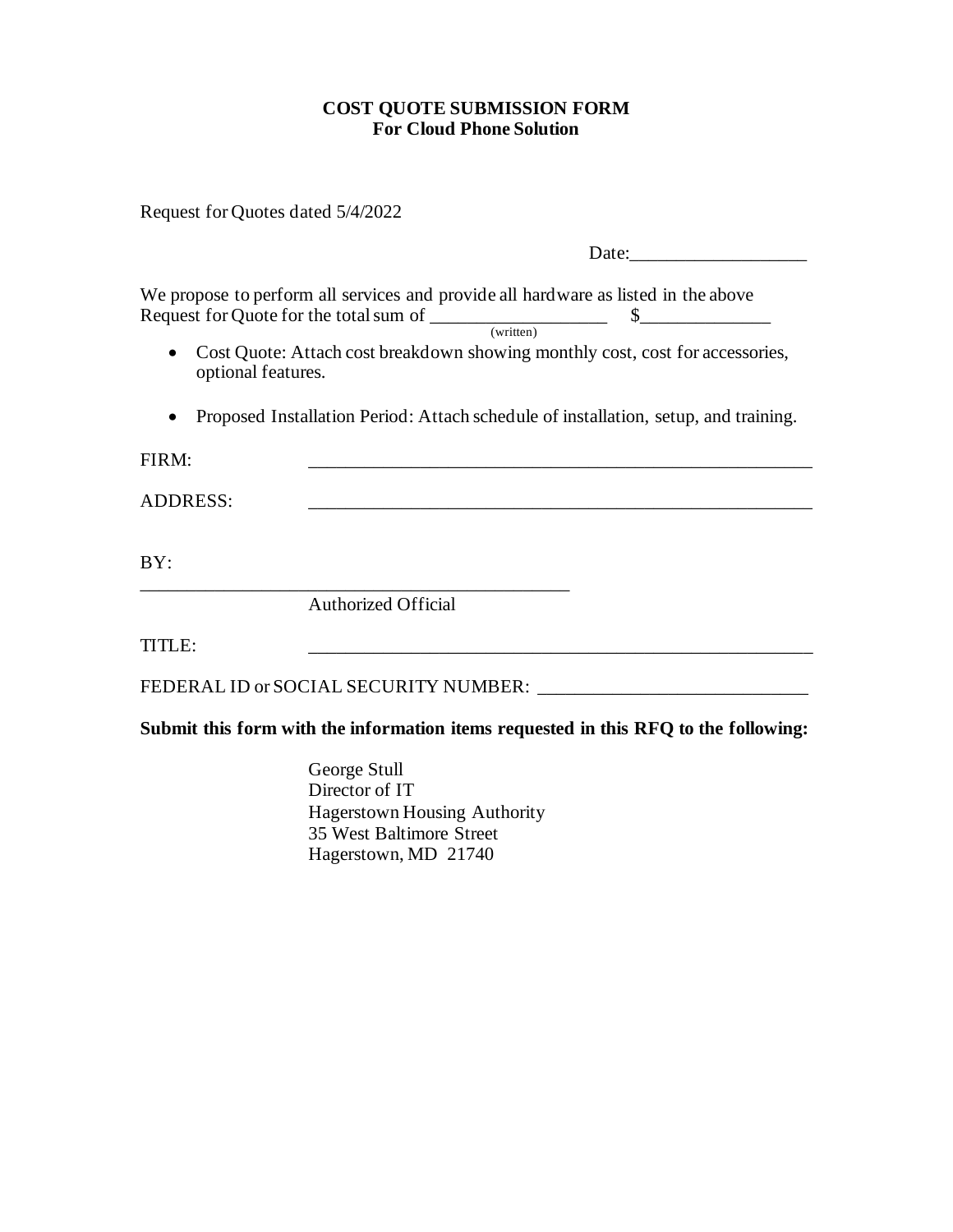**COST QUOTE SUBMISSION FORM**
**For Cloud Phone Solution**

Request for Quotes dated 5/4/2022

Date:___________________

We propose to perform all services and provide all hardware as listed in the above Request for Quote for the total sum of ___________________ (written) $______________

- Cost Quote: Attach cost breakdown showing monthly cost, cost for accessories, optional features.
- Proposed Installation Period: Attach schedule of installation, setup, and training.

FIRM: ________________________________________________________

ADDRESS: ________________________________________________________

BY:

_______________________________________________
Authorized Official

TITLE: ________________________________________________________

FEDERAL ID or SOCIAL SECURITY NUMBER: ____________________________

**Submit this form with the information items requested in this RFQ to the following:**

George Stull
Director of IT
Hagerstown Housing Authority
35 West Baltimore Street
Hagerstown, MD 21740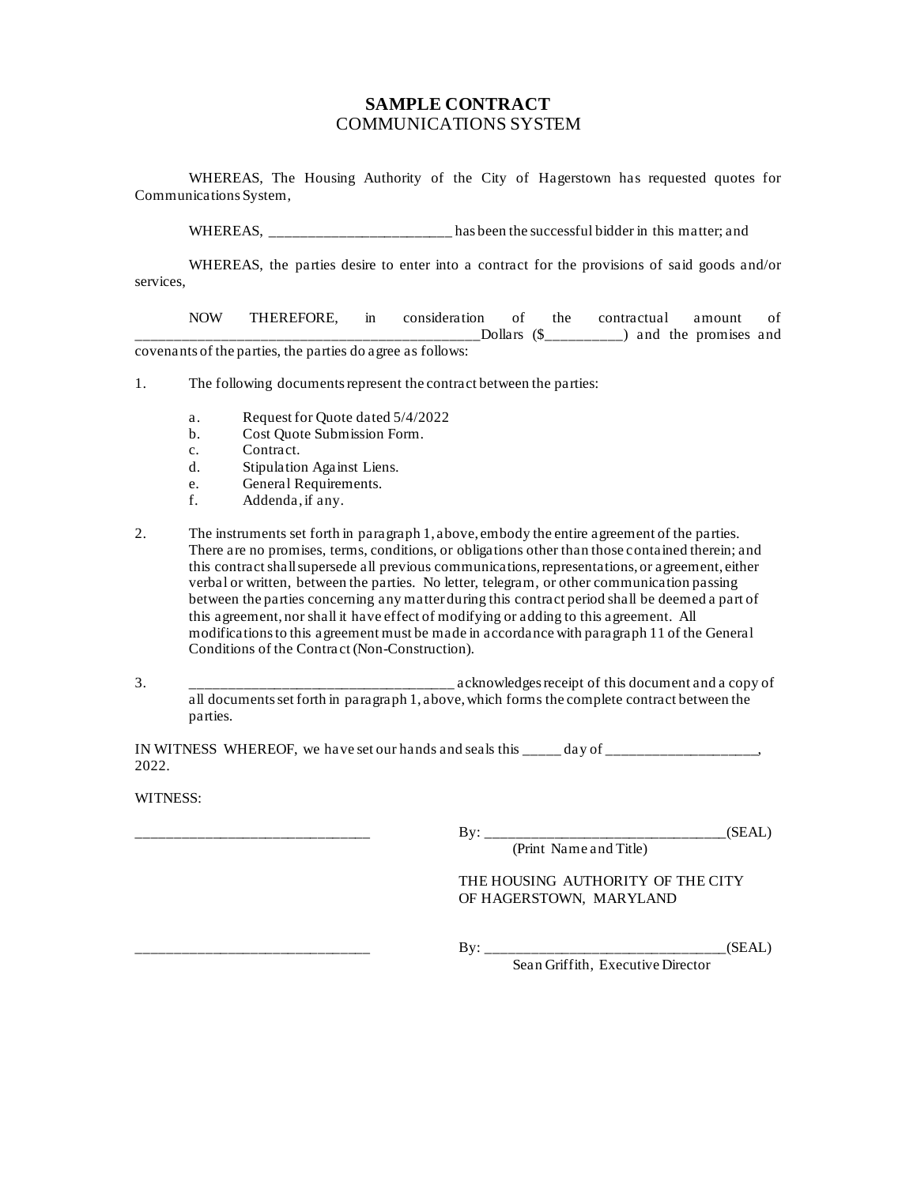# **SAMPLE CONTRACT**
## COMMUNICATIONS SYSTEM

WHEREAS, The Housing Authority of the City of Hagerstown has requested quotes for Communications System,

WHEREAS, ________________________ has been the successful bidder in this matter; and

WHEREAS, the parties desire to enter into a contract for the provisions of said goods and/or services,

NOW THEREFORE, in consideration of the contractual amount of _______________________________________________Dollars ($__________) and the promises and covenants of the parties, the parties do agree as follows:

1. The following documents represent the contract between the parties:

   a. Request for Quote dated 5/4/2022
   b. Cost Quote Submission Form.
   c. Contract.
   d. Stipulation Against Liens.
   e. General Requirements.
   f. Addenda, if any.

2. The instruments set forth in paragraph 1, above, embody the entire agreement of the parties. There are no promises, terms, conditions, or obligations other than those contained therein; and this contract shall supersede all previous communications, representations, or agreement, either verbal or written, between the parties. No letter, telegram, or other communication passing between the parties concerning any matter during this contract period shall be deemed a part of this agreement, nor shall it have effect of modifying or adding to this agreement. All modifications to this agreement must be made in accordance with paragraph 11 of the General Conditions of the Contract (Non-Construction).

3. ___________________________________ acknowledges receipt of this document and a copy of all documents set forth in paragraph 1, above, which forms the complete contract between the parties.

IN WITNESS WHEREOF, we have set our hands and seals this _____ day of ____________________, 2022.

WITNESS:

_______________________________ By: _________________________________(SEAL)
(Print Name and Title)

THE HOUSING AUTHORITY OF THE CITY OF HAGERSTOWN, MARYLAND

_______________________________ By: _________________________________(SEAL)
Sean Griffith, Executive Director